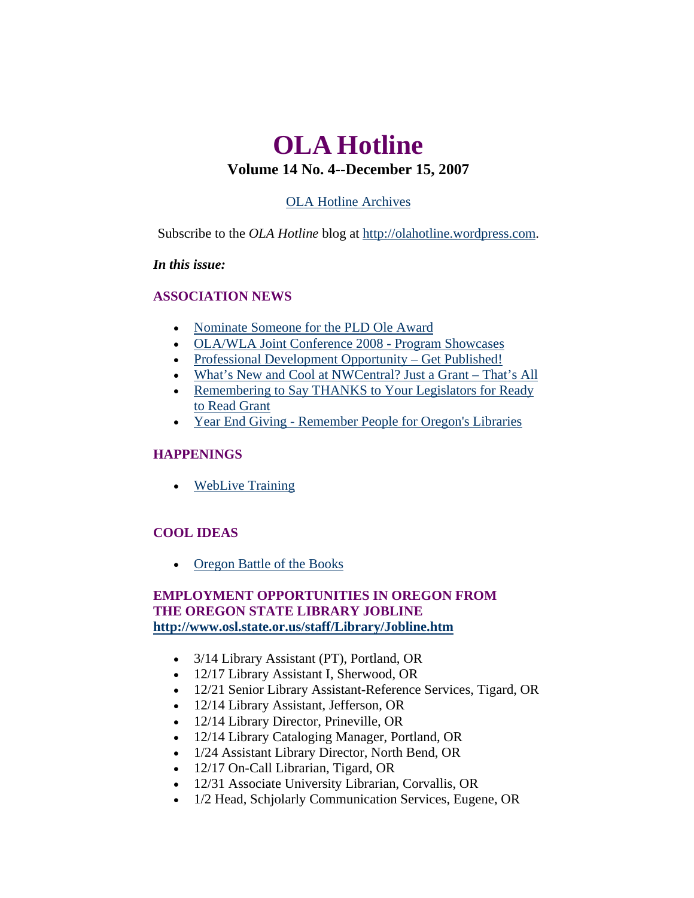# OLA Hotline

## Volume 14 No. 4--December 15, 2007

[OLA Hotline Archives](#)

Subscribe to the *OLA Hotline* blog at [http://olahotline.wordpress.com](http://olahotline.wordpress.com).

***In this issue:***

### ASSOCIATION NEWS

- [Nominate Someone for the PLD Ole Award](#)
- [OLA/WLA Joint Conference 2008 - Program Showcases](#)
- [Professional Development Opportunity – Get Published!](#)
- [What's New and Cool at NWCentral? Just a Grant – That's All](#)
- [Remembering to Say THANKS to Your Legislators for Ready to Read Grant](#)
- [Year End Giving - Remember People for Oregon's Libraries](#)

### HAPPENINGS

- [WebLive Training](#)

### COOL IDEAS

- [Oregon Battle of the Books](#)

### EMPLOYMENT OPPORTUNITIES IN OREGON FROM THE OREGON STATE LIBRARY JOBLINE [http://www.osl.state.or.us/staff/Library/Jobline.htm](http://www.osl.state.or.us/staff/Library/Jobline.htm)

- 3/14 Library Assistant (PT), Portland, OR
- 12/17 Library Assistant I, Sherwood, OR
- 12/21 Senior Library Assistant-Reference Services, Tigard, OR
- 12/14 Library Assistant, Jefferson, OR
- 12/14 Library Director, Prineville, OR
- 12/14 Library Cataloging Manager, Portland, OR
- 1/24 Assistant Library Director, North Bend, OR
- 12/17 On-Call Librarian, Tigard, OR
- 12/31 Associate University Librarian, Corvallis, OR
- 1/2 Head, Schjolarly Communication Services, Eugene, OR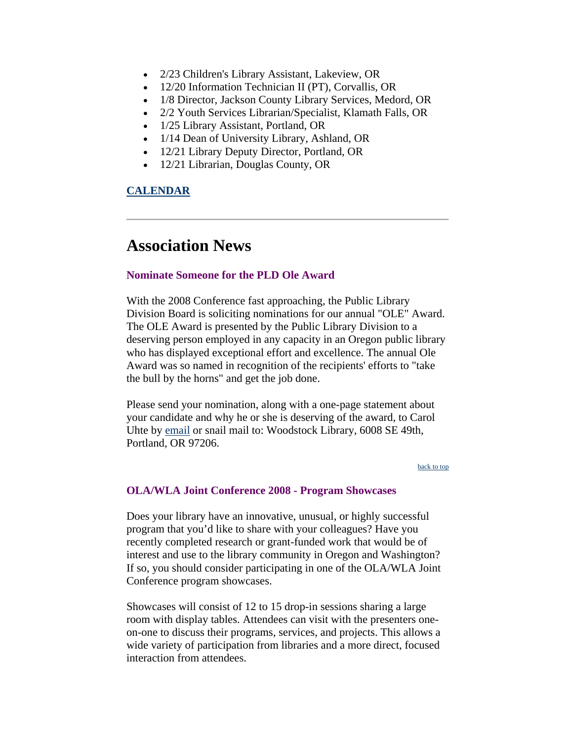- 2/23 Children's Library Assistant, Lakeview, OR
- 12/20 Information Technician II (PT), Corvallis, OR
- 1/8 Director, Jackson County Library Services, Medord, OR
- 2/2 Youth Services Librarian/Specialist, Klamath Falls, OR
- 1/25 Library Assistant, Portland, OR
- 1/14 Dean of University Library, Ashland, OR
- 12/21 Library Deputy Director, Portland, OR
- 12/21 Librarian, Douglas County, OR

**CALENDAR**

---

# Association News

### Nominate Someone for the PLD Ole Award

With the 2008 Conference fast approaching, the Public Library Division Board is soliciting nominations for our annual "OLE" Award. The OLE Award is presented by the Public Library Division to a deserving person employed in any capacity in an Oregon public library who has displayed exceptional effort and excellence. The annual Ole Award was so named in recognition of the recipients' efforts to "take the bull by the horns" and get the job done.

Please send your nomination, along with a one-page statement about your candidate and why he or she is deserving of the award, to Carol Uhte by email or snail mail to: Woodstock Library, 6008 SE 49th, Portland, OR 97206.

back to top

### OLA/WLA Joint Conference 2008 - Program Showcases

Does your library have an innovative, unusual, or highly successful program that you'd like to share with your colleagues? Have you recently completed research or grant-funded work that would be of interest and use to the library community in Oregon and Washington? If so, you should consider participating in one of the OLA/WLA Joint Conference program showcases.

Showcases will consist of 12 to 15 drop-in sessions sharing a large room with display tables. Attendees can visit with the presenters one-on-one to discuss their programs, services, and projects. This allows a wide variety of participation from libraries and a more direct, focused interaction from attendees.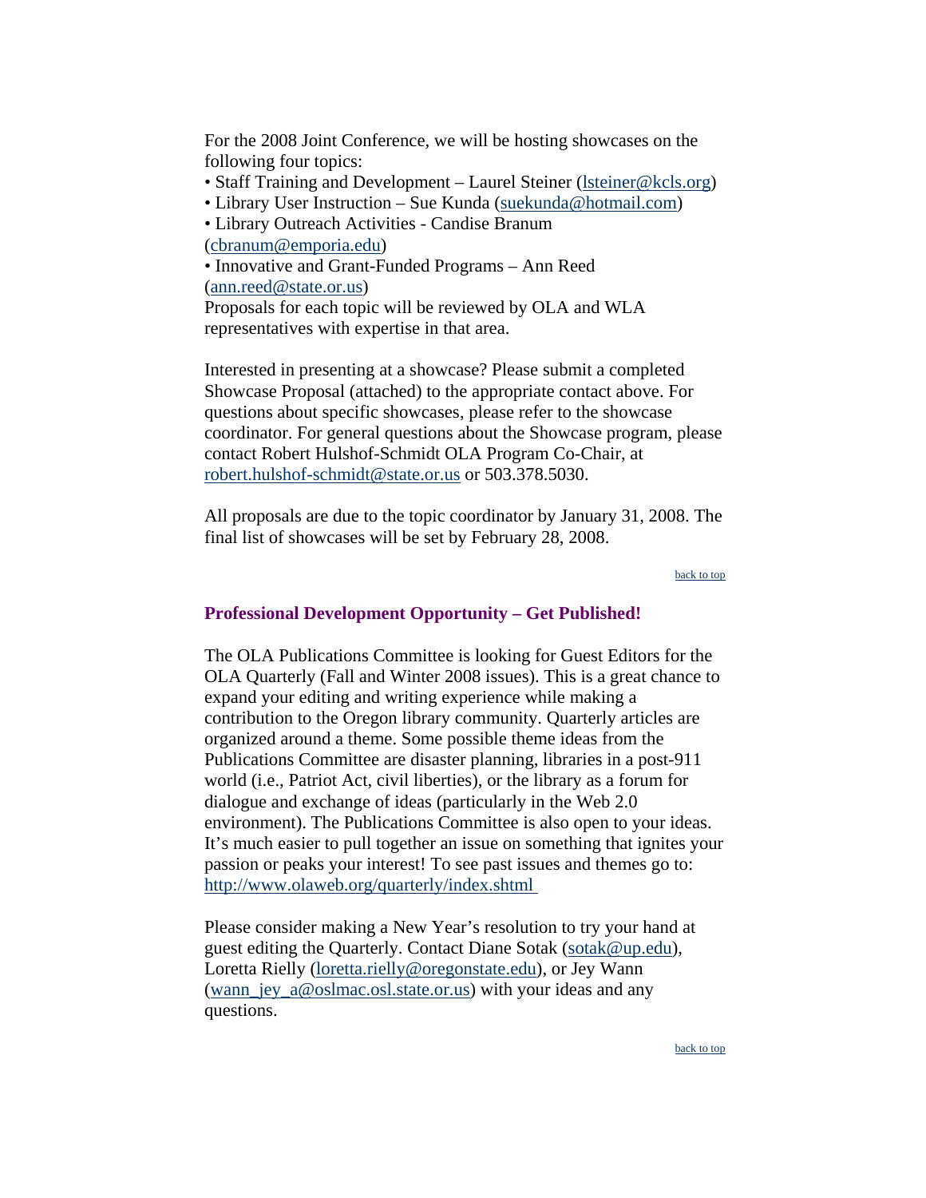For the 2008 Joint Conference, we will be hosting showcases on the following four topics:

• Staff Training and Development – Laurel Steiner (lsteiner@kcls.org)
• Library User Instruction – Sue Kunda (suekunda@hotmail.com)
• Library Outreach Activities - Candise Branum (cbranum@emporia.edu)
• Innovative and Grant-Funded Programs – Ann Reed (ann.reed@state.or.us)

Proposals for each topic will be reviewed by OLA and WLA representatives with expertise in that area.

Interested in presenting at a showcase? Please submit a completed Showcase Proposal (attached) to the appropriate contact above. For questions about specific showcases, please refer to the showcase coordinator. For general questions about the Showcase program, please contact Robert Hulshof-Schmidt OLA Program Co-Chair, at robert.hulshof-schmidt@state.or.us or 503.378.5030.

All proposals are due to the topic coordinator by January 31, 2008. The final list of showcases will be set by February 28, 2008.

back to top

## Professional Development Opportunity – Get Published!

The OLA Publications Committee is looking for Guest Editors for the OLA Quarterly (Fall and Winter 2008 issues). This is a great chance to expand your editing and writing experience while making a contribution to the Oregon library community. Quarterly articles are organized around a theme. Some possible theme ideas from the Publications Committee are disaster planning, libraries in a post-911 world (i.e., Patriot Act, civil liberties), or the library as a forum for dialogue and exchange of ideas (particularly in the Web 2.0 environment). The Publications Committee is also open to your ideas. It's much easier to pull together an issue on something that ignites your passion or peaks your interest! To see past issues and themes go to: http://www.olaweb.org/quarterly/index.shtml

Please consider making a New Year's resolution to try your hand at guest editing the Quarterly. Contact Diane Sotak (sotak@up.edu), Loretta Rielly (loretta.rielly@oregonstate.edu), or Jey Wann (wann_jey_a@oslmac.osl.state.or.us) with your ideas and any questions.

back to top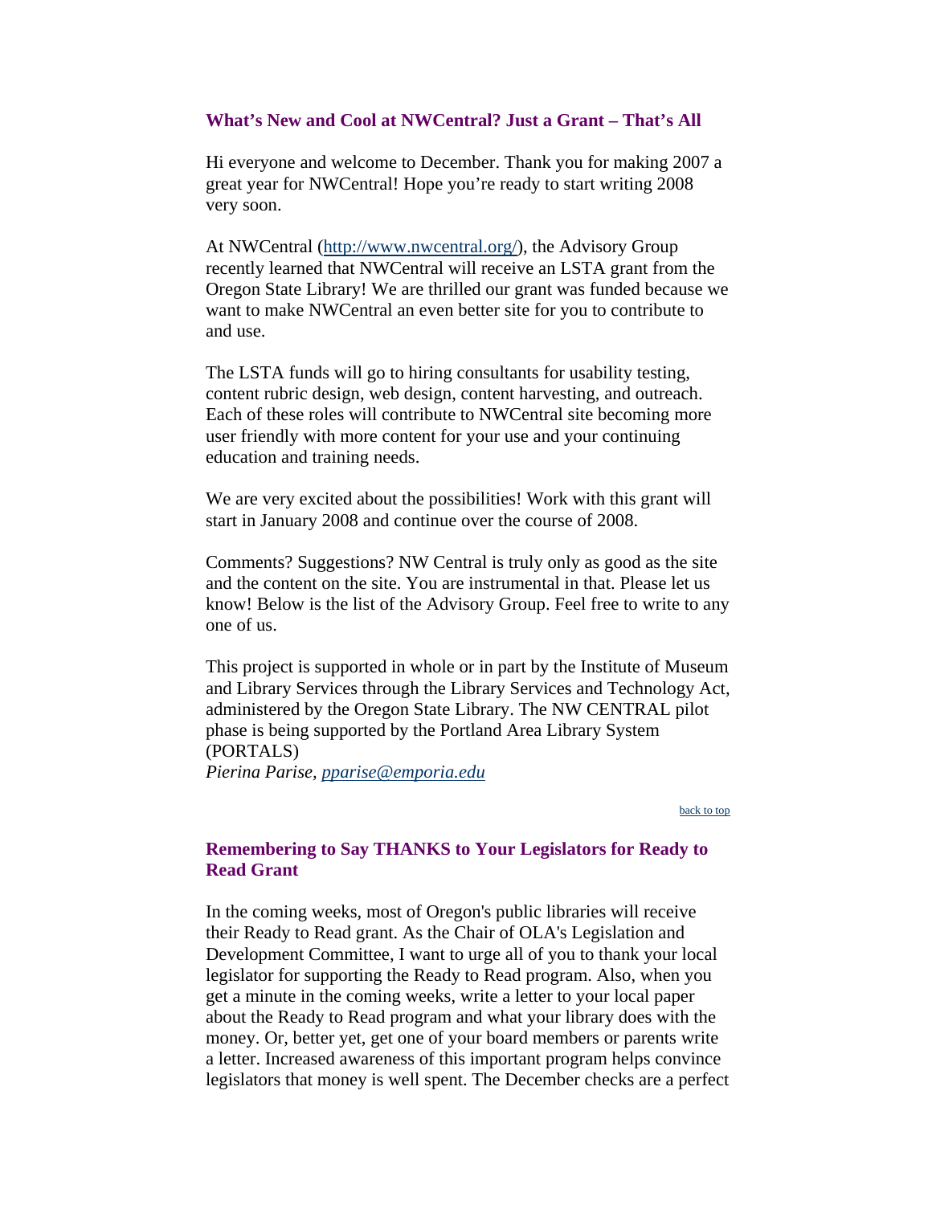### What's New and Cool at NWCentral? Just a Grant – That's All

Hi everyone and welcome to December. Thank you for making 2007 a great year for NWCentral! Hope you're ready to start writing 2008 very soon.

At NWCentral ([http://www.nwcentral.org/](http://www.nwcentral.org/)), the Advisory Group recently learned that NWCentral will receive an LSTA grant from the Oregon State Library! We are thrilled our grant was funded because we want to make NWCentral an even better site for you to contribute to and use.

The LSTA funds will go to hiring consultants for usability testing, content rubric design, web design, content harvesting, and outreach. Each of these roles will contribute to NWCentral site becoming more user friendly with more content for your use and your continuing education and training needs.

We are very excited about the possibilities! Work with this grant will start in January 2008 and continue over the course of 2008.

Comments? Suggestions? NW Central is truly only as good as the site and the content on the site. You are instrumental in that. Please let us know! Below is the list of the Advisory Group. Feel free to write to any one of us.

This project is supported in whole or in part by the Institute of Museum and Library Services through the Library Services and Technology Act, administered by the Oregon State Library. The NW CENTRAL pilot phase is being supported by the Portland Area Library System (PORTALS)
*Pierina Parise, [pparise@emporia.edu](mailto:pparise@emporia.edu)*

back to top

### Remembering to Say THANKS to Your Legislators for Ready to Read Grant

In the coming weeks, most of Oregon's public libraries will receive their Ready to Read grant. As the Chair of OLA's Legislation and Development Committee, I want to urge all of you to thank your local legislator for supporting the Ready to Read program. Also, when you get a minute in the coming weeks, write a letter to your local paper about the Ready to Read program and what your library does with the money. Or, better yet, get one of your board members or parents write a letter. Increased awareness of this important program helps convince legislators that money is well spent. The December checks are a perfect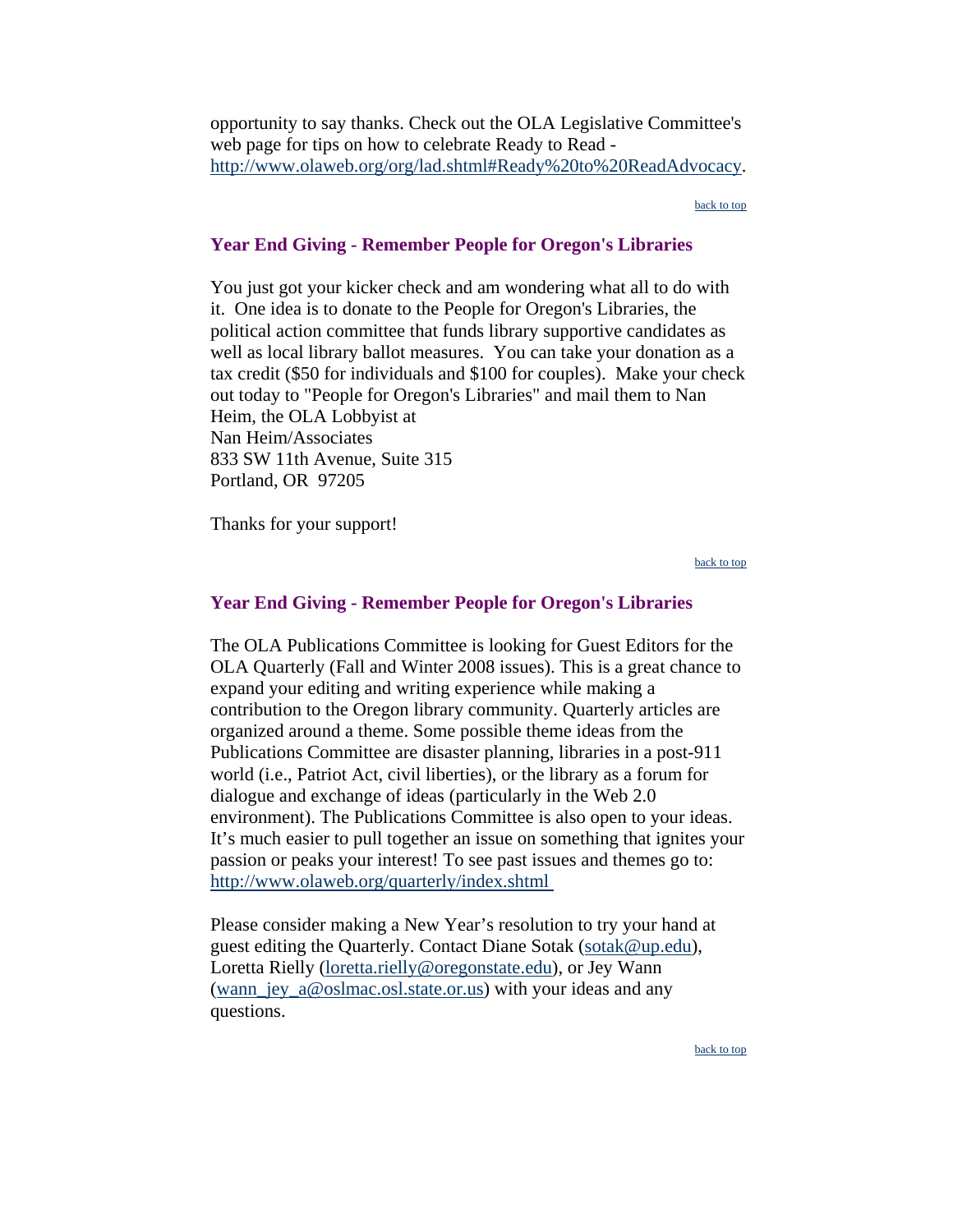opportunity to say thanks. Check out the OLA Legislative Committee's web page for tips on how to celebrate Ready to Read - http://www.olaweb.org/org/lad.shtml#Ready%20to%20ReadAdvocacy.

back to top

### Year End Giving - Remember People for Oregon's Libraries

You just got your kicker check and am wondering what all to do with it. One idea is to donate to the People for Oregon's Libraries, the political action committee that funds library supportive candidates as well as local library ballot measures. You can take your donation as a tax credit ($50 for individuals and $100 for couples). Make your check out today to "People for Oregon's Libraries" and mail them to Nan Heim, the OLA Lobbyist at
Nan Heim/Associates
833 SW 11th Avenue, Suite 315
Portland, OR 97205

Thanks for your support!

back to top

### Year End Giving - Remember People for Oregon's Libraries

The OLA Publications Committee is looking for Guest Editors for the OLA Quarterly (Fall and Winter 2008 issues). This is a great chance to expand your editing and writing experience while making a contribution to the Oregon library community. Quarterly articles are organized around a theme. Some possible theme ideas from the Publications Committee are disaster planning, libraries in a post-911 world (i.e., Patriot Act, civil liberties), or the library as a forum for dialogue and exchange of ideas (particularly in the Web 2.0 environment). The Publications Committee is also open to your ideas. It's much easier to pull together an issue on something that ignites your passion or peaks your interest! To see past issues and themes go to: http://www.olaweb.org/quarterly/index.shtml

Please consider making a New Year's resolution to try your hand at guest editing the Quarterly. Contact Diane Sotak (sotak@up.edu), Loretta Rielly (loretta.rielly@oregonstate.edu), or Jey Wann (wann_jey_a@oslmac.osl.state.or.us) with your ideas and any questions.

back to top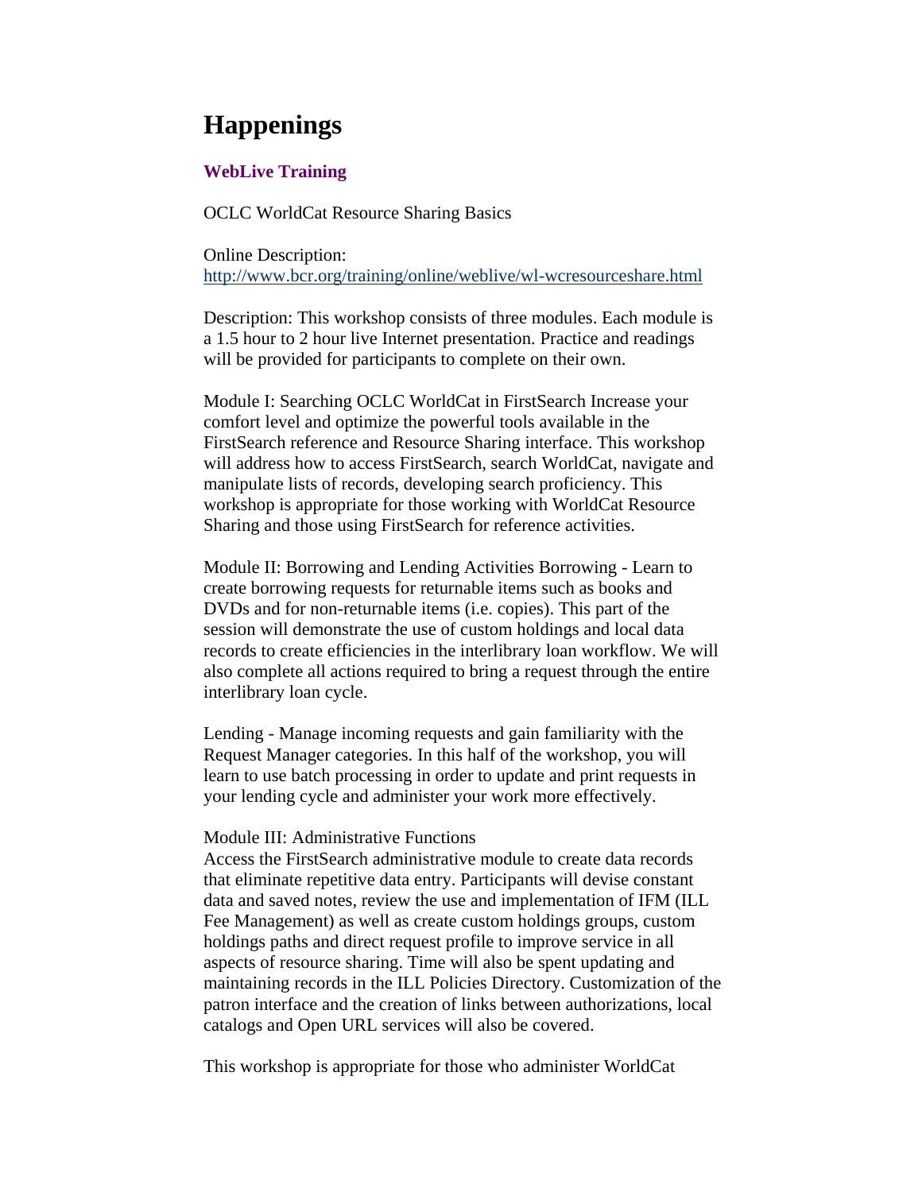# Happenings

### WebLive Training

OCLC WorldCat Resource Sharing Basics

Online Description:
[http://www.bcr.org/training/online/weblive/wl-wcresourceshare.html](http://www.bcr.org/training/online/weblive/wl-wcresourceshare.html)

Description: This workshop consists three modules. Each module is a 1.5 hour to 2 hour live Internet presentation. Practice and readings will be provided for participants to complete on their own.

Module I: Searching OCLC WorldCat in FirstSearch Increase your comfort level and optimize the powerful tools available in the FirstSearch reference and Resource Sharing interface. This workshop will address how to access FirstSearch, search WorldCat, navigate and manipulate lists of records, developing search proficiency. This workshop is appropriate for those working with WorldCat Resource Sharing and those using FirstSearch for reference activities.

Module II: Borrowing and Lending Activities Borrowing - Learn to create borrowing requests for returnable items such as books and DVDs and for non-returnable items (i.e. copies). This part of the session will demonstrate the use of custom holdings and local data records to create efficiencies in the interlibrary loan workflow. We will also complete all actions required to bring a request through the entire interlibrary loan cycle.

Lending - Manage incoming requests and gain familiarity with the Request Manager categories. In this half of the workshop, you will learn to use batch processing in order to update and print requests in your lending cycle and administer your work more effectively.

Module III: Administrative Functions
Access the FirstSearch administrative module to create data records that eliminate repetitive data entry. Participants will devise constant data and saved notes, review the use and implementation of IFM (ILL Fee Management) as well as create custom holdings groups, custom holdings paths and direct request profile to improve service in all aspects of resource sharing. Time will also be spent updating and maintaining records in the ILL Policies Directory. Customization of the patron interface and the creation of links between authorizations, local catalogs and Open URL services will also be covered.

This workshop is appropriate for those who administer WorldCat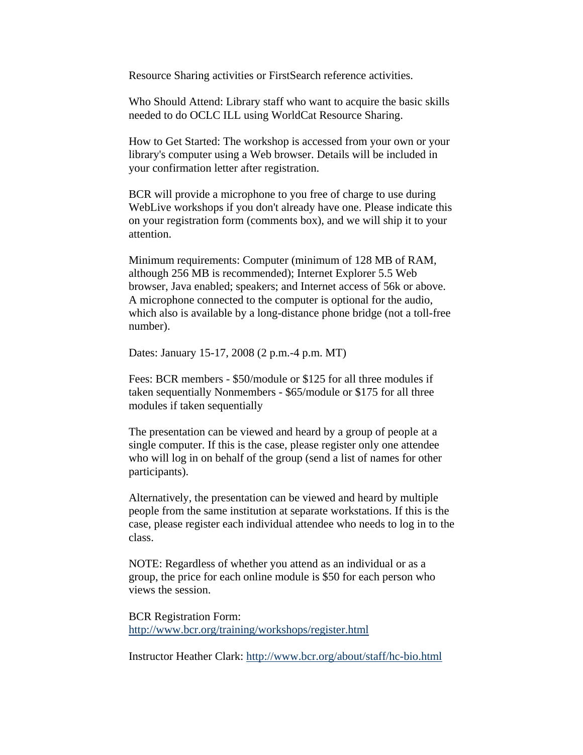Resource Sharing activities or FirstSearch reference activities.

Who Should Attend: Library staff who want to acquire the basic skills needed to do OCLC ILL using WorldCat Resource Sharing.

How to Get Started: The workshop is accessed from your own or your library's computer using a Web browser. Details will be included in your confirmation letter after registration.

BCR will provide a microphone to you free of charge to use during WebLive workshops if you don't already have one. Please indicate this on your registration form (comments box), and we will ship it to your attention.

Minimum requirements: Computer (minimum of 128 MB of RAM, although 256 MB is recommended); Internet Explorer 5.5 Web browser, Java enabled; speakers; and Internet access of 56k or above. A microphone connected to the computer is optional for the audio, which also is available by a long-distance phone bridge (not a toll-free number).

Dates: January 15-17, 2008 (2 p.m.-4 p.m. MT)

Fees: BCR members - $50/module or $125 for all three modules if taken sequentially Nonmembers - $65/module or $175 for all three modules if taken sequentially

The presentation can be viewed and heard by a group of people at a single computer. If this is the case, please register only one attendee who will log in on behalf of the group (send a list of names for other participants).

Alternatively, the presentation can be viewed and heard by multiple people from the same institution at separate workstations. If this is the case, please register each individual attendee who needs to log in to the class.

NOTE: Regardless of whether you attend as an individual or as a group, the price for each online module is $50 for each person who views the session.

BCR Registration Form:
http://www.bcr.org/training/workshops/register.html

Instructor Heather Clark: http://www.bcr.org/about/staff/hc-bio.html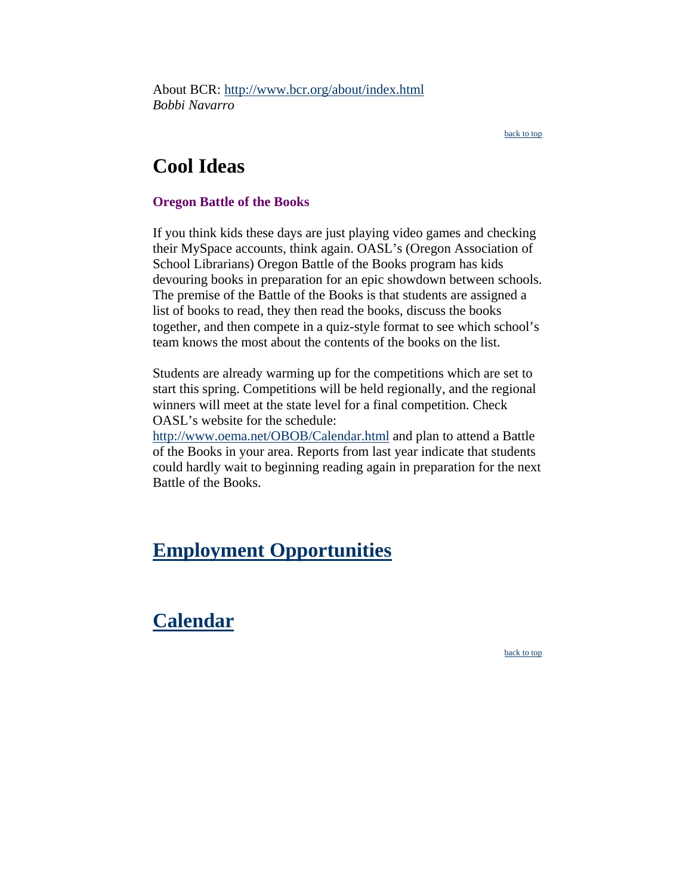About BCR: http://www.bcr.org/about/index.html
*Bobbi Navarro*

back to top

# Cool Ideas

### Oregon Battle of the Books

If you think kids these days are just playing video games and checking their MySpace accounts, think again. OASL's (Oregon Association of School Librarians) Oregon Battle of the Books program has kids devouring books in preparation for an epic showdown between schools. The premise of the Battle of the Books is that students are assigned a list of books to read, they then read the books, discuss the books together, and then compete in a quiz-style format to see which school's team knows the most about the contents of the books on the list.

Students are already warming up for the competitions which are set to start this spring. Competitions will be held regionally, and the regional winners will meet at the state level for a final competition. Check OASL's website for the schedule: http://www.oema.net/OBOB/Calendar.html and plan to attend a Battle of the Books in your area. Reports from last year indicate that students could hardly wait to beginning reading again in preparation for the next Battle of the Books.

# Employment Opportunities

# Calendar

back to top